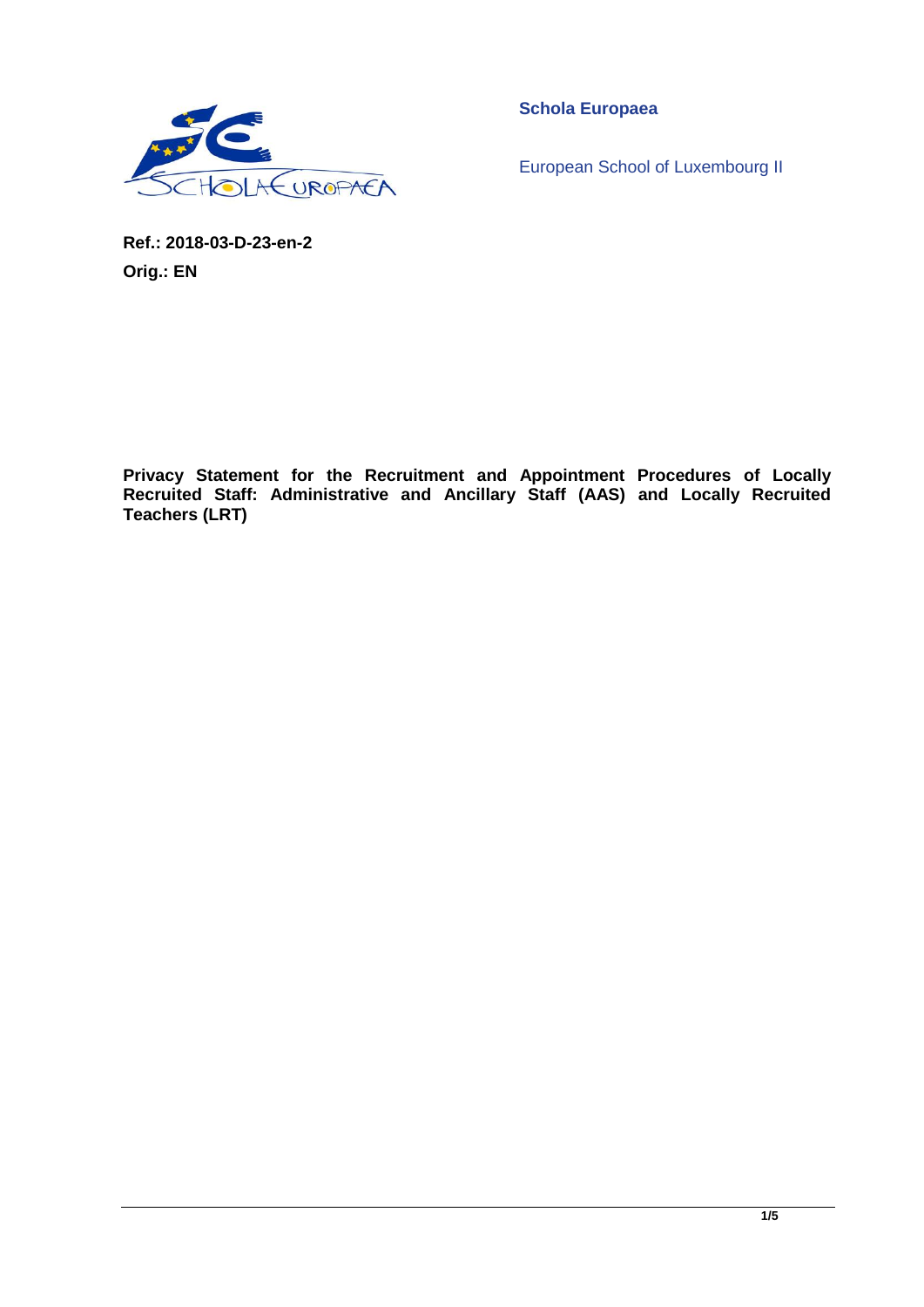**Schola Europaea**

European School of Luxembourg II

**Ref.: 2018-03-D-23-en-2**

**Orig.: EN**

# Privacy Statement for the Recruitment and Appointment Procedures of Locally Recruited Staff: Administrative and Ancillary Staff (AAS) and Locally Recruited Teachers (LRT)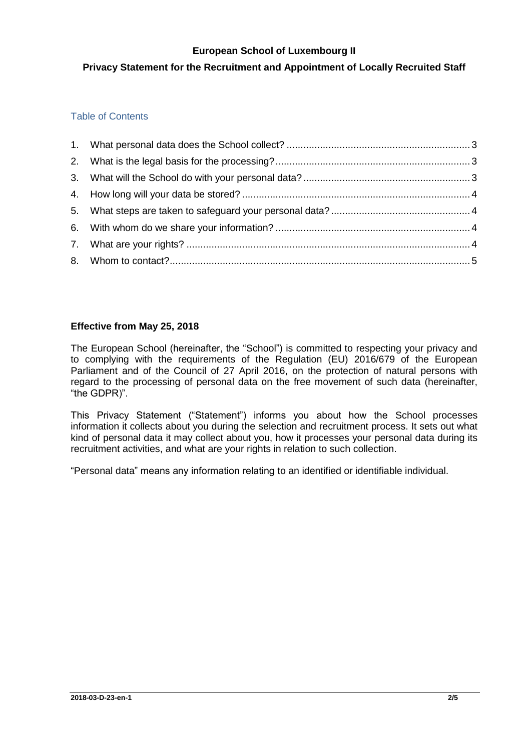**European School of Luxembourg II**

**Privacy Statement for the Recruitment and Appointment of Locally Recruited Staff**

## Table of Contents

1. What personal data does the School collect? 3
2. What is the legal basis for the processing? 3
3. What will the School do with your personal data? 3
4. How long will your data be stored? 4
5. What steps are taken to safeguard your personal data? 4
6. With whom do we share your information? 4
7. What are your rights? 4
8. Whom to contact? 5

**Effective from May 25, 2018**

The European School (hereinafter, the "School") is committed to respecting your privacy and to complying with the requirements of the Regulation (EU) 2016/679 of the European Parliament and of the Council of 27 April 2016, on the protection of natural persons with regard to the processing of personal data on the free movement of such data (hereinafter, "the GDPR)".

This Privacy Statement ("Statement") informs you about how the School processes information it collects about you during the selection and recruitment process. It sets out what kind of personal data it may collect about you, how it processes your personal data during its recruitment activities, and what are your rights in relation to such collection.

"Personal data" means any information relating to an identified or identifiable individual.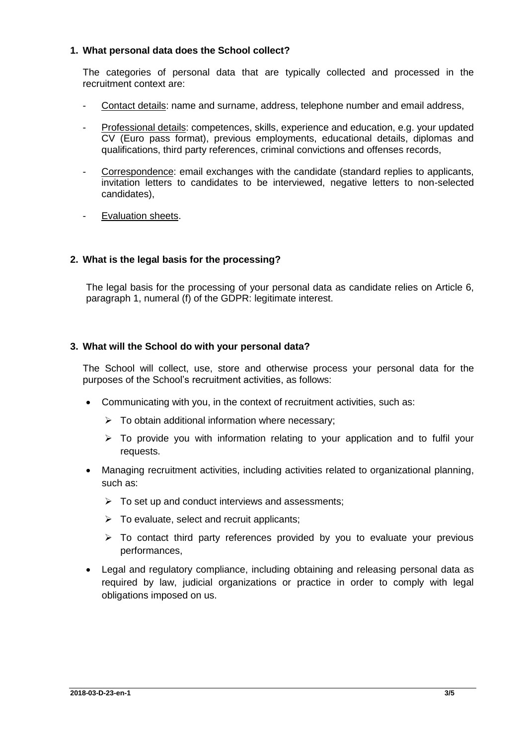## 1. What personal data does the School collect?

The categories of personal data that are typically collected and processed in the recruitment context are:

- Contact details: name and surname, address, telephone number and email address,
- Professional details: competences, skills, experience and education, e.g. your updated CV (Euro pass format), previous employments, educational details, diplomas and qualifications, third party references, criminal convictions and offenses records,
- Correspondence: email exchanges with the candidate (standard replies to applicants, invitation letters to candidates to be interviewed, negative letters to non-selected candidates),
- Evaluation sheets.

## 2. What is the legal basis for the processing?

The legal basis for the processing of your personal data as candidate relies on Article 6, paragraph 1, numeral (f) of the GDPR: legitimate interest.

## 3. What will the School do with your personal data?

The School will collect, use, store and otherwise process your personal data for the purposes of the School's recruitment activities, as follows:

- Communicating with you, in the context of recruitment activities, such as:
  - To obtain additional information where necessary;
  - To provide you with information relating to your application and to fulfil your requests.
- Managing recruitment activities, including activities related to organizational planning, such as:
  - To set up and conduct interviews and assessments;
  - To evaluate, select and recruit applicants;
  - To contact third party references provided by you to evaluate your previous performances,
- Legal and regulatory compliance, including obtaining and releasing personal data as required by law, judicial organizations or practice in order to comply with legal obligations imposed on us.

2018-03-D-23-en-1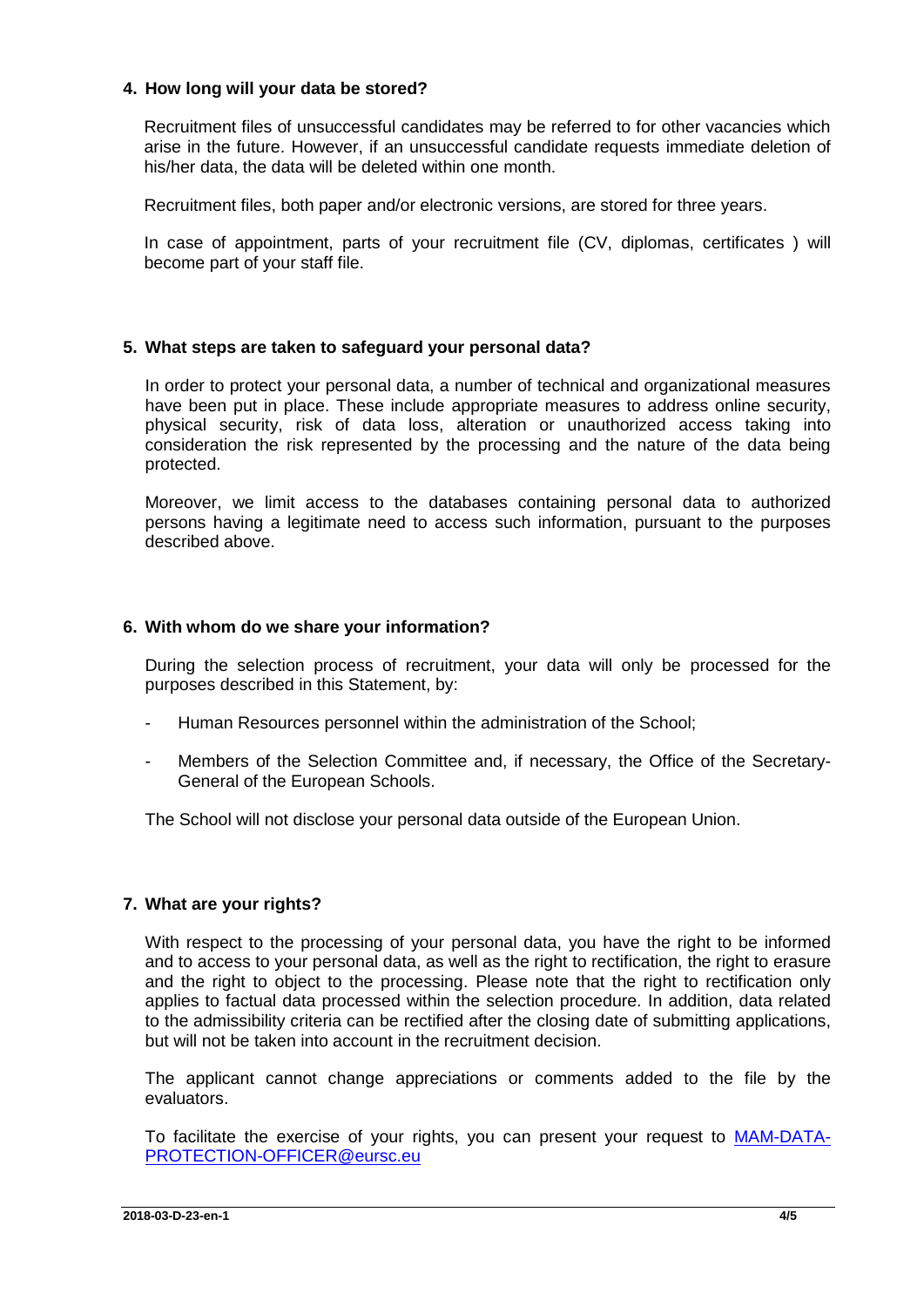## 4. How long will your data be stored?

Recruitment files of unsuccessful candidates may be referred to for other vacancies which arise in the future. However, if an unsuccessful candidate requests immediate deletion of his/her data, the data will be deleted within one month.

Recruitment files, both paper and/or electronic versions, are stored for three years.

In case of appointment, parts of your recruitment file (CV, diplomas, certificates ) will become part of your staff file.

## 5. What steps are taken to safeguard your personal data?

In order to protect your personal data, a number of technical and organizational measures have been put in place. These include appropriate measures to address online security, physical security, risk of data loss, alteration or unauthorized access taking into consideration the risk represented by the processing and the nature of the data being protected.

Moreover, we limit access to the databases containing personal data to authorized persons having a legitimate need to access such information, pursuant to the purposes described above.

## 6. With whom do we share your information?

During the selection process of recruitment, your data will only be processed for the purposes described in this Statement, by:

- Human Resources personnel within the administration of the School;
- Members of the Selection Committee and, if necessary, the Office of the Secretary-General of the European Schools.

The School will not disclose your personal data outside of the European Union.

## 7. What are your rights?

With respect to the processing of your personal data, you have the right to be informed and to access to your personal data, as well as the right to rectification, the right to erasure and the right to object to the processing. Please note that the right to rectification only applies to factual data processed within the selection procedure. In addition, data related to the admissibility criteria can be rectified after the closing date of submitting applications, but will not be taken into account in the recruitment decision.

The applicant cannot change appreciations or comments added to the file by the evaluators.

To facilitate the exercise of your rights, you can present your request to MAM-DATA-PROTECTION-OFFICER@eursc.eu

2018-03-D-23-en-1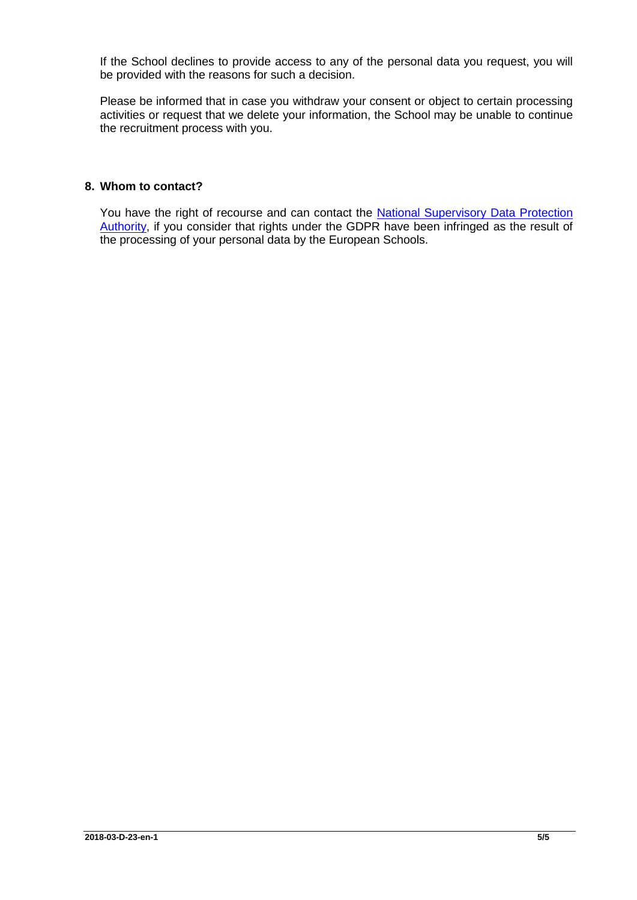If the School declines to provide access to any of the personal data you request, you will be provided with the reasons for such a decision.

Please be informed that in case you withdraw your consent or object to certain processing activities or request that we delete your information, the School may be unable to continue the recruitment process with you.

## 8. Whom to contact?

You have the right of recourse and can contact the National Supervisory Data Protection Authority, if you consider that rights under the GDPR have been infringed as the result of the processing of your personal data by the European Schools.